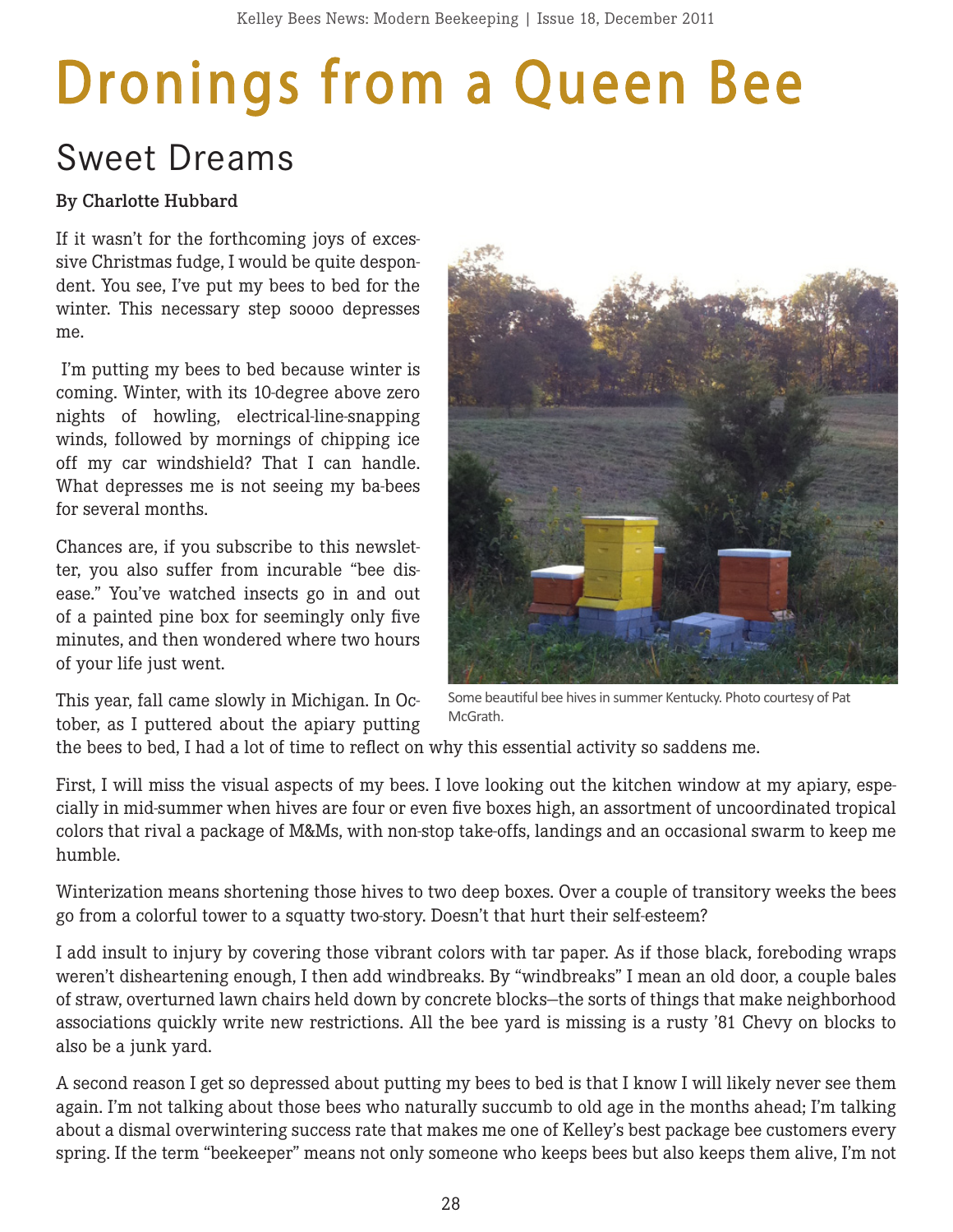# Dronings from a Queen Bee

## Sweet Dreams

**By Charlotte Hubbard**

If it wasn't for the forthcoming joys of excessive Christmas fudge, I would be quite despondent. You see, I've put my bees to bed for the winter. This necessary step soooo depresses me.

I'm putting my bees to bed because winter is coming. Winter, with its 10-degree above zero nights of howling, electrical-line-snapping winds, followed by mornings of chipping ice off my car windshield? That I can handle. What depresses me is not seeing my ba-bees for several months.

Chances are, if you subscribe to this newsletter, you also suffer from incurable "bee disease." You've watched insects go in and out of a painted pine box for seemingly only five minutes, and then wondered where two hours of your life just went.

Some beautiful bee hives in summer Kentucky. Photo courtesy of Pat McGrath.

This year, fall came slowly in Michigan. In October, as I puttered about the apiary putting the bees to bed, I had a lot of time to reflect on why this essential activity so saddens me.

First, I will miss the visual aspects of my bees. I love looking out the kitchen window at my apiary, especially in mid-summer when hives are four or even five boxes high, an assortment of uncoordinated tropical colors that rival a package of M&Ms, with non-stop take-offs, landings and an occasional swarm to keep me humble.

Winterization means shortening those hives to two deep boxes. Over a couple of transitory weeks the bees go from a colorful tower to a squatty two-story. Doesn't that hurt their self-esteem?

I add insult to injury by covering those vibrant colors with tar paper. As if those black, foreboding wraps weren't disheartening enough, I then add windbreaks. By "windbreaks" I mean an old door, a couple bales of straw, overturned lawn chairs held down by concrete blocks—the sorts of things that make neighborhood associations quickly write new restrictions. All the bee yard is missing is a rusty '81 Chevy on blocks to also be a junk yard.

A second reason I get so depressed about putting my bees to bed is that I know I will likely never see them again. I'm not talking about those bees who naturally succumb to old age in the months ahead; I'm talking about a dismal overwintering success rate that makes me one of Kelley's best package bee customers every spring. If the term "beekeeper" means not only someone who keeps bees but also keeps them alive, I'm not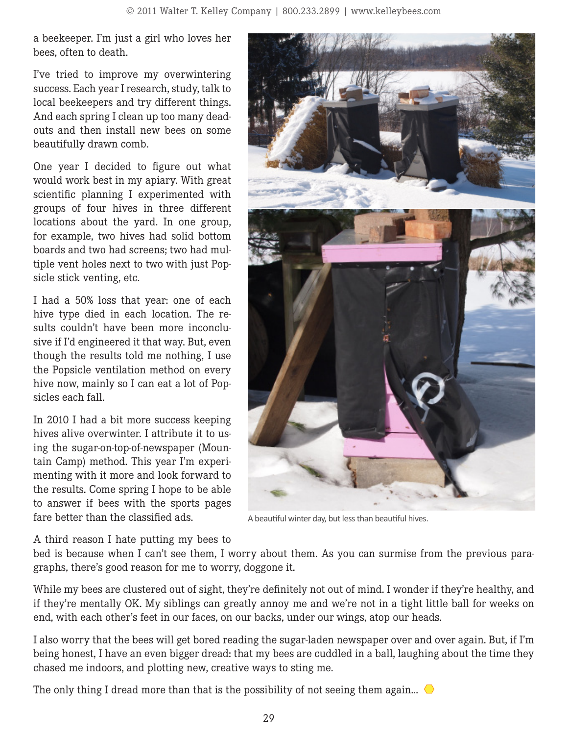a beekeeper. I'm just a girl who loves her bees, often to death.

I've tried to improve my overwintering success. Each year I research, study, talk to local beekeepers and try different things. And each spring I clean up too many dead-outs and then install new bees on some beautifully drawn comb.

One year I decided to figure out what would work best in my apiary. With great scientific planning I experimented with groups of four hives in three different locations about the yard. In one group, for example, two hives had solid bottom boards and two had screens; two had multiple vent holes next to two with just Popsicle stick venting, etc.

I had a 50% loss that year: one of each hive type died in each location. The results couldn't have been more inconclusive if I'd engineered it that way. But, even though the results told me nothing, I use the Popsicle ventilation method on every hive now, mainly so I can eat a lot of Popsicles each fall.

In 2010 I had a bit more success keeping hives alive overwinter. I attribute it to using the sugar-on-top-of-newspaper (Mountain Camp) method. This year I'm experimenting with it more and look forward to the results. Come spring I hope to be able to answer if bees with the sports pages fare better than the classified ads.

A beautiful winter day, but less than beautiful hives.

A third reason I hate putting my bees to bed is because when I can't see them, I worry about them. As you can surmise from the previous paragraphs, there's good reason for me to worry, doggone it.

While my bees are clustered out of sight, they're definitely not out of mind. I wonder if they're healthy, and if they're mentally OK. My siblings can greatly annoy me and we're not in a tight little ball for weeks on end, with each other's feet in our faces, on our backs, under our wings, atop our heads.

I also worry that the bees will get bored reading the sugar-laden newspaper over and over again. But, if I'm being honest, I have an even bigger dread: that my bees are cuddled in a ball, laughing about the time they chased me indoors, and plotting new, creative ways to sting me.

The only thing I dread more than that is the possibility of not seeing them again...